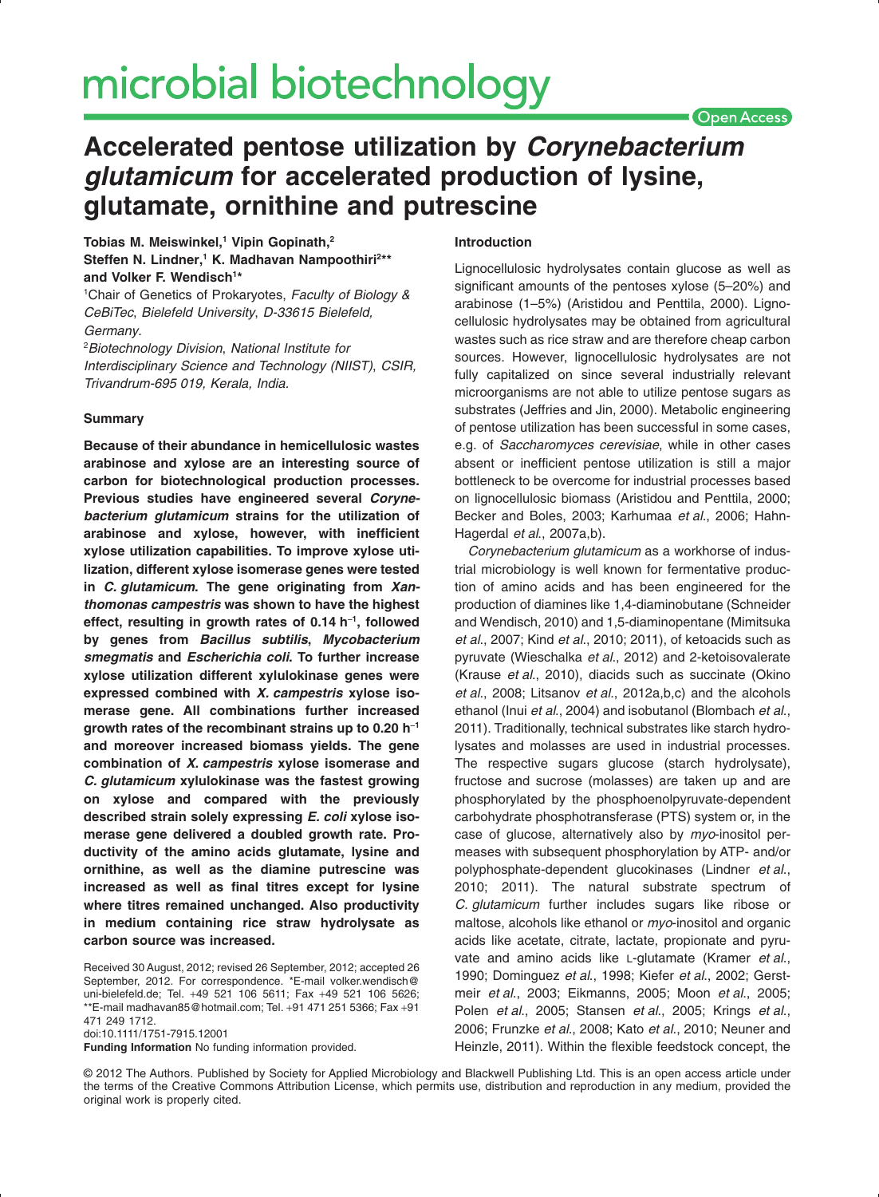# Accelerated pentose utilization by *Corynebacterium glutamicum* for accelerated production of lysine, glutamate, ornithine and putrescine

**Tobias M. Meiswinkel,[1] Vipin Gopinath,[2] Steffen N. Lindner,[1] K. Madhavan Nampoothiri[2]** and Volker F. Wendisch[1]***

[1]Chair of Genetics of Prokaryotes, *Faculty of Biology & CeBiTec*, *Bielefeld University*, *D-33615 Bielefeld, Germany.*

[2]*Biotechnology Division*, *National Institute for Interdisciplinary Science and Technology (NIIST)*, *CSIR, Trivandrum-695 019, Kerala, India.*

## Summary

**Because of their abundance in hemicellulosic wastes arabinose and xylose are an interesting source of carbon for biotechnological production processes. Previous studies have engineered several *Corynebacterium glutamicum* strains for the utilization of arabinose and xylose, however, with inefficient xylose utilization capabilities. To improve xylose utilization, different xylose isomerase genes were tested in *C. glutamicum*. The gene originating from *Xanthomonas campestris* was shown to have the highest effect, resulting in growth rates of 0.14 $h^{-1}$, followed by genes from *Bacillus subtilis*, *Mycobacterium smegmatis* and *Escherichia coli*. To further increase xylose utilization different xylulokinase genes were expressed combined with *X. campestris* xylose isomerase gene. All combinations further increased growth rates of the recombinant strains up to 0.20 $h^{-1}$ and moreover increased biomass yields. The gene combination of *X. campestris* xylose isomerase and *C. glutamicum* xylulokinase was the fastest growing on xylose and compared with the previously described strain solely expressing *E. coli* xylose isomerase gene delivered a doubled growth rate. Productivity of the amino acids glutamate, lysine and ornithine, as well as the diamine putrescine was increased as well as final titres except for lysine where titres remained unchanged. Also productivity in medium containing rice straw hydrolysate as carbon source was increased.**

Received 30 August, 2012; revised 26 September, 2012; accepted 26 September, 2012. For correspondence. *E-mail volker.wendisch@uni-bielefeld.de; Tel. +49 521 106 5611; Fax +49 521 106 5626; **E-mail madhavan85@hotmail.com; Tel. +91 471 251 5366; Fax +91 471 249 1712.
doi:10.1111/1751-7915.12001
**Funding Information** No funding information provided.

## Introduction

Lignocellulosic hydrolysates contain glucose as well as significant amounts of the pentoses xylose (5–20%) and arabinose (1–5%) (Aristidou and Penttila, 2000). Lignocellulosic hydrolysates may be obtained from agricultural wastes such as rice straw and are therefore cheap carbon sources. However, lignocellulosic hydrolysates are not fully capitalized on since several industrially relevant microorganisms are not able to utilize pentose sugars as substrates (Jeffries and Jin, 2000). Metabolic engineering of pentose utilization has been successful in some cases, e.g. of *Saccharomyces cerevisiae*, while in other cases absent or inefficient pentose utilization is still a major bottleneck to be overcome for industrial processes based on lignocellulosic biomass (Aristidou and Penttila, 2000; Becker and Boles, 2003; Karhumaa *et al*., 2006; Hahn-Hagerdal *et al*., 2007a,b).

*Corynebacterium glutamicum* as a workhorse of industrial microbiology is well known for fermentative production of amino acids and has been engineered for the production of diamines like 1,4-diaminobutane (Schneider and Wendisch, 2010) and 1,5-diaminopentane (Mimitsuka *et al*., 2007; Kind *et al*., 2010; 2011), of ketoacids such as pyruvate (Wieschalka *et al*., 2012) and 2-ketoisovalerate (Krause *et al*., 2010), diacids such as succinate (Okino *et al*., 2008; Litsanov *et al*., 2012a,b,c) and the alcohols ethanol (Inui *et al*., 2004) and isobutanol (Blombach *et al*., 2011). Traditionally, technical substrates like starch hydrolysates and molasses are used in industrial processes. The respective sugars glucose (starch hydrolysate), fructose and sucrose (molasses) are taken up and are phosphorylated by the phosphoenolpyruvate-dependent carbohydrate phosphotransferase (PTS) system or, in the case of glucose, alternatively also by *myo*-inositol permeases with subsequent phosphorylation by ATP- and/or polyphosphate-dependent glucokinases (Lindner *et al*., 2010; 2011). The natural substrate spectrum of *C. glutamicum* further includes sugars like ribose or maltose, alcohols like ethanol or *myo*-inositol and organic acids like acetate, citrate, lactate, propionate and pyruvate and amino acids like L-glutamate (Kramer *et al*., 1990; Dominguez *et al*., 1998; Kiefer *et al*., 2002; Gerstmeir *et al*., 2003; Eikmanns, 2005; Moon *et al*., 2005; Polen *et al*., 2005; Stansen *et al*., 2005; Krings *et al*., 2006; Frunzke *et al*., 2008; Kato *et al*., 2010; Neuner and Heinzle, 2011). Within the flexible feedstock concept, the

© 2012 The Authors. Published by Society for Applied Microbiology and Blackwell Publishing Ltd. This is an open access article under the terms of the Creative Commons Attribution License, which permits use, distribution and reproduction in any medium, provided the original work is properly cited.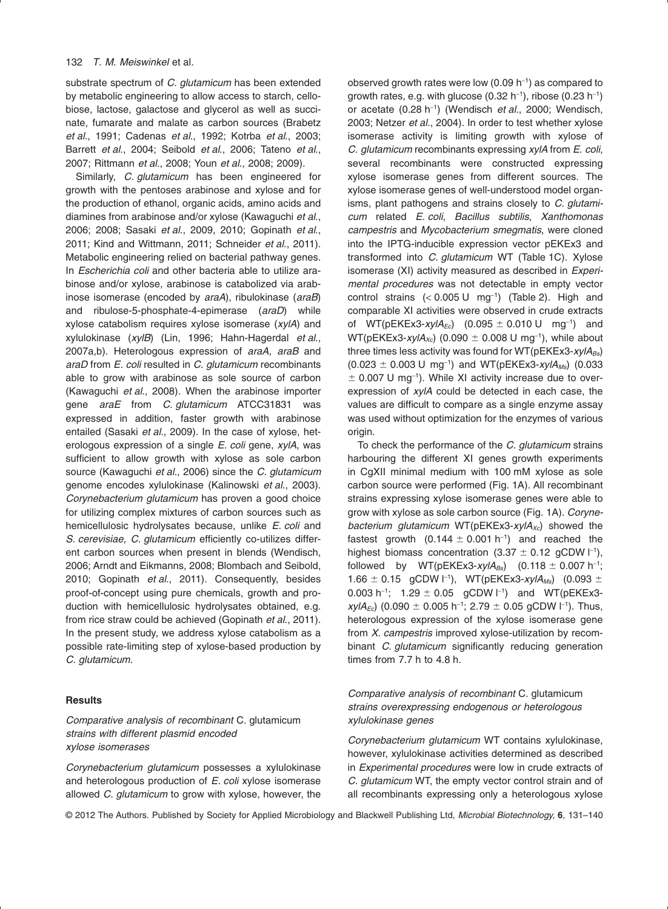substrate spectrum of *C. glutamicum* has been extended by metabolic engineering to allow access to starch, cellobiose, lactose, galactose and glycerol as well as succinate, fumarate and malate as carbon sources (Brabetz *et al*., 1991; Cadenas *et al*., 1992; Kotrba *et al*., 2003; Barrett *et al*., 2004; Seibold *et al*., 2006; Tateno *et al*., 2007; Rittmann *et al*., 2008; Youn *et al*., 2008; 2009).

Similarly, *C. glutamicum* has been engineered for growth with the pentoses arabinose and xylose and for the production of ethanol, organic acids, amino acids and diamines from arabinose and/or xylose (Kawaguchi *et al*., 2006; 2008; Sasaki *et al*., 2009, 2010; Gopinath *et al*., 2011; Kind and Wittmann, 2011; Schneider *et al*., 2011). Metabolic engineering relied on bacterial pathway genes. In *Escherichia coli* and other bacteria able to utilize arabinose and/or xylose, arabinose is catabolized via arabinose isomerase (encoded by *araA*), ribulokinase (*araB*) and ribulose-5-phosphate-4-epimerase (*araD*) while xylose catabolism requires xylose isomerase (*xylA*) and xylulokinase (*xylB*) (Lin, 1996; Hahn-Hagerdal *et al*., 2007a,b). Heterologous expression of *araA, araB* and *araD* from *E. coli* resulted in *C. glutamicum* recombinants able to grow with arabinose as sole source of carbon (Kawaguchi *et al*., 2008). When the arabinose importer gene *araE* from *C. glutamicum* ATCC31831 was expressed in addition, faster growth with arabinose entailed (Sasaki *et al*., 2009). In the case of xylose, heterologous expression of a single *E. coli* gene, *xylA*, was sufficient to allow growth with xylose as sole carbon source (Kawaguchi *et al*., 2006) since the *C. glutamicum* genome encodes xylulokinase (Kalinowski *et al*., 2003). *Corynebacterium glutamicum* has proven a good choice for utilizing complex mixtures of carbon sources such as hemicellulosic hydrolysates because, unlike *E. coli* and *S. cerevisiae, C. glutamicum* efficiently co-utilizes different carbon sources when present in blends (Wendisch, 2006; Arndt and Eikmanns, 2008; Blombach and Seibold, 2010; Gopinath *et al*., 2011). Consequently, besides proof-of-concept using pure chemicals, growth and production with hemicellulosic hydrolysates obtained, e.g. from rice straw could be achieved (Gopinath *et al*., 2011). In the present study, we address xylose catabolism as a possible rate-limiting step of xylose-based production by *C. glutamicum*.

## Results

### *Comparative analysis of recombinant* C. glutamicum *strains with different plasmid encoded xylose isomerases*

*Corynebacterium glutamicum* possesses a xylulokinase and heterologous production of *E. coli* xylose isomerase allowed *C. glutamicum* to grow with xylose, however, the observed growth rates were low (0.09 $h^{-1}$) as compared to growth rates, e.g. with glucose (0.32 $h^{-1}$), ribose (0.23 $h^{-1}$) or acetate (0.28 $h^{-1}$) (Wendisch *et al*., 2000; Wendisch, 2003; Netzer *et al*., 2004). In order to test whether xylose isomerase activity is limiting growth with xylose of *C. glutamicum* recombinants expressing *xylA* from *E. coli*, several recombinants were constructed expressing xylose isomerase genes from different sources. The xylose isomerase genes of well-understood model organisms, plant pathogens and strains closely to *C. glutamicum* related *E. coli*, *Bacillus subtilis*, *Xanthomonas campestris* and *Mycobacterium smegmatis*, were cloned into the IPTG-inducible expression vector pEKEx3 and transformed into *C. glutamicum* WT (Table 1C). Xylose isomerase (XI) activity measured as described in *Experimental procedures* was not detectable in empty vector control strains (< 0.005 U $mg^{-1}$) (Table 2). High and comparable XI activities were observed in crude extracts of WT(pEKEx3-*xylA*$_{Ec}$) (0.095 ± 0.010 U $mg^{-1}$) and WT(pEKEx3-*xylA*$_{Xc}$) (0.090 ± 0.008 U $mg^{-1}$), while about three times less activity was found for WT(pEKEx3-*xylA*$_{Bs}$) (0.023 ± 0.003 U $mg^{-1}$) and WT(pEKEx3-*xylA*$_{Ms}$) (0.033 ± 0.007 U $mg^{-1}$). While XI activity increase due to overexpression of *xylA* could be detected in each case, the values are difficult to compare as a single enzyme assay was used without optimization for the enzymes of various origin.

To check the performance of the *C. glutamicum* strains harbouring the different XI genes growth experiments in CgXII minimal medium with 100 mM xylose as sole carbon source were performed (Fig. 1A). All recombinant strains expressing xylose isomerase genes were able to grow with xylose as sole carbon source (Fig. 1A). *Corynebacterium glutamicum* WT(pEKEx3-*xylA*$_{Xc}$) showed the fastest growth (0.144 ± 0.001 $h^{-1}$) and reached the highest biomass concentration (3.37 ± 0.12 gCDW $l^{-1}$), followed by WT(pEKEx3-*xylA*$_{Bs}$) (0.118 ± 0.007 $h^{-1}$; 1.66 ± 0.15 gCDW $l^{-1}$), WT(pEKEx3-*xylA*$_{Ms}$) (0.093 ± 0.003 $h^{-1}$; 1.29 ± 0.05 gCDW $l^{-1}$) and WT(pEKEx3-*xylA*$_{Ec}$) (0.090 ± 0.005 $h^{-1}$; 2.79 ± 0.05 gCDW $l^{-1}$). Thus, heterologous expression of the xylose isomerase gene from *X. campestris* improved xylose-utilization by recombinant *C. glutamicum* significantly reducing generation times from 7.7 h to 4.8 h.

### *Comparative analysis of recombinant* C. glutamicum *strains overexpressing endogenous or heterologous xylulokinase genes*

*Corynebacterium glutamicum* WT contains xylulokinase, however, xylulokinase activities determined as described in *Experimental procedures* were low in crude extracts of *C. glutamicum* WT, the empty vector control strain and of all recombinants expressing only a heterologous xylose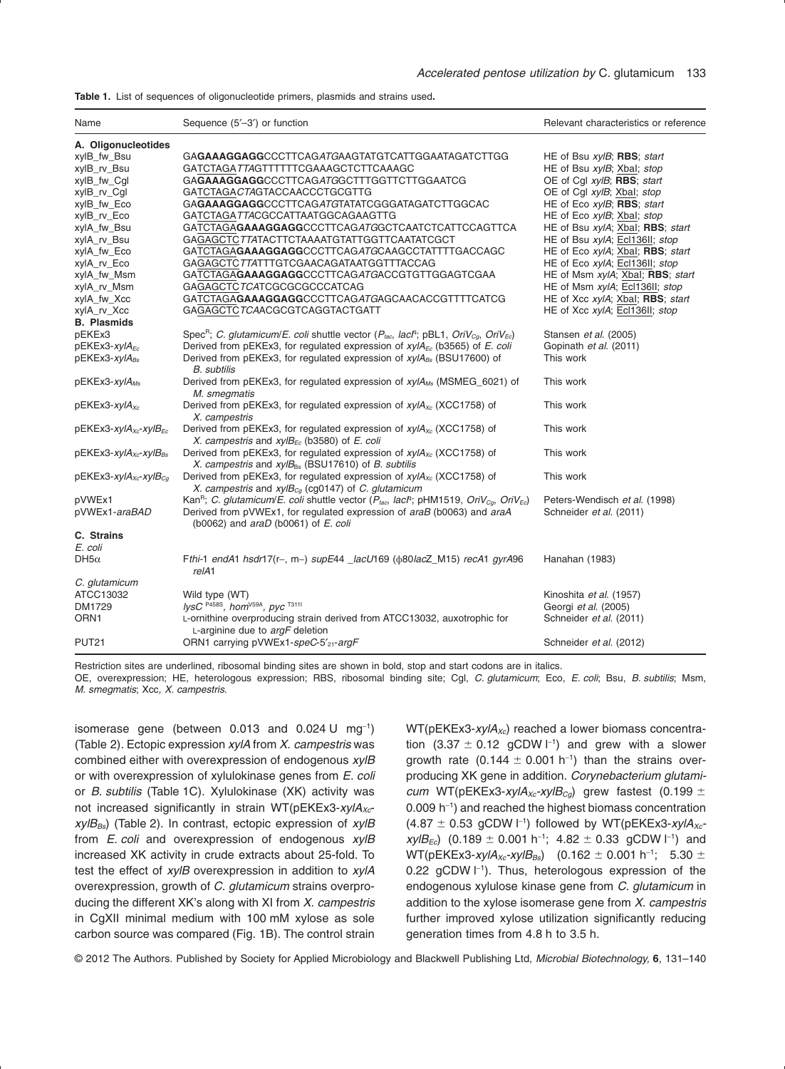**Table 1.** List of sequences of oligonucleotide primers, plasmids and strains used.

| Name | Sequence (5′–3′) or function | Relevant characteristics or reference |
|---|---|---|
| **A. Oligonucleotides** | | |
| xylB_fw_Bsu | GA**GAAAGGAGG**CCCTTCAG*ATG*AAGTATGTCATTGGAATAGATCTTGG | HE of Bsu *xylB*; **RBS**; *start* |
| xylB_rv_Bsu | GATCTAGA*TTA*GTTTTTTCGAAAGCTCTTCAAAGC | HE of Bsu *xylB*; XbaI; *stop* |
| xylB_fw_Cgl | GA**GAAAGGAGG**CCCTTCAG*ATG*GCTTTGGTTCTTGGAATCG | OE of Cgl *xylB*; **RBS**; *start* |
| xylB_rv_Cgl | GATCTAGA*CTA*GTACCAACCCTGCGTTG | OE of Cgl *xylB*; XbaI; *stop* |
| xylB_fw_Eco | GA**GAAAGGAGG**CCCTTCAG*ATG*TATATCGGGATAGATCTTGGCAC | HE of Eco *xylB*; **RBS**; *start* |
| xylB_rv_Eco | GATCTAGA*TTA*CGCCATTAATGGCAGAAGTTG | HE of Eco *xylB*; XbaI; *stop* |
| xylA_fw_Bsu | GATCTAGA**GAAAGGAGG**CCCTTCAG*ATG*GCTCAATCTCATTCCAGTTCA | HE of Bsu *xylA*; XbaI; **RBS**; *start* |
| xylA_rv_Bsu | GAGAGCTC*TTA*TACTTCTAAAATGTATTGGTTCAATATCGCT | HE of Bsu *xylA*; Ecl136II; *stop* |
| xylA_fw_Eco | GATCTAGA**GAAAGGAGG**CCCTTCAG*ATG*CAAGCCTATTTTGACCAGC | HE of Eco *xylA*; XbaI; **RBS**; *start* |
| xylA_rv_Eco | GAGAGCTC*TTA*TTTGTCGAACAGATAATGGTTTACCAG | HE of Eco *xylA*; Ecl136II; *stop* |
| xylA_fw_Msm | GATCTAGA**GAAAGGAGG**CCCTTCAG*ATG*ACCGTGTTGGAGTCGAA | HE of Msm *xylA*; XbaI; **RBS**; *start* |
| xylA_rv_Msm | GAGAGCTC*TCA*TCGCGCGCCCATCAG | HE of Msm *xylA*; Ecl136II; *stop* |
| xylA_fw_Xcc | GATCTAGA**GAAAGGAGG**CCCTTCAG*ATG*AGCAACACCGTTTTCATCG | HE of Xcc *xylA*; XbaI; **RBS**; *start* |
| xylA_rv_Xcc | GAGAGCTC*TCA*ACGCGTCAGGTACTGATT | HE of Xcc *xylA*; Ecl136II; *stop* |
| **B. Plasmids** | | |
| pEKEx3 | Spec[R]; *C. glutamicum*/*E. coli* shuttle vector ($P_{tac}$, *lacI*[q]; pBL1, $OriV_{Cg}$, $OriV_{Ec}$) | Stansen *et al.* (2005) |
| pEKEx3-$xylA_{Ec}$ | Derived from pEKEx3, for regulated expression of $xylA_{Ec}$ (b3565) of *E. coli* | Gopinath *et al.* (2011) |
| pEKEx3-$xylA_{Bs}$ | Derived from pEKEx3, for regulated expression of $xylA_{Bs}$ (BSU17600) of *B. subtilis* | This work |
| pEKEx3-$xylA_{Ms}$ | Derived from pEKEx3, for regulated expression of $xylA_{Ms}$ (MSMEG_6021) of *M. smegmatis* | This work |
| pEKEx3-$xylA_{Xc}$ | Derived from pEKEx3, for regulated expression of $xylA_{Xc}$ (XCC1758) of *X. campestris* | This work |
| pEKEx3-$xylA_{Xc}$-$xylB_{Ec}$ | Derived from pEKEx3, for regulated expression of $xylA_{Xc}$ (XCC1758) of *X. campestris* and $xylB_{Ec}$ (b3580) of *E. coli* | This work |
| pEKEx3-$xylA_{Xc}$-$xylB_{Bs}$ | Derived from pEKEx3, for regulated expression of $xylA_{Xc}$ (XCC1758) of *X. campestris* and $xylB_{Bs}$ (BSU17610) of *B. subtilis* | This work |
| pEKEx3-$xylA_{Xc}$-$xylB_{Cg}$ | Derived from pEKEx3, for regulated expression of $xylA_{Xc}$ (XCC1758) of *X. campestris* and $xylB_{Cg}$ (cg0147) of *C. glutamicum* | This work |
| pVWEx1 | Kan[R]; *C. glutamicum*/*E. coli* shuttle vector ($P_{tac}$, *lacI*[q]; pHM1519, $OriV_{Cg}$, $OriV_{Ec}$) | Peters-Wendisch *et al.* (1998) |
| pVWEx1-*araBAD* | Derived from pVWEx1, for regulated expression of *araB* (b0063) and *araA* (b0062) and *araD* (b0061) of *E. coli* | Schneider *et al.* (2011) |
| **C. Strains** | | |
| *E. coli* | | |
| DH5α | F*thi*-1 *endA*1 *hsdr*17(r–, m–) *supE*44 _*lacU*169 (ϕ80*lacZ*_M15) *recA*1 *gyrA*96 *relA*1 | Hanahan (1983) |
| *C. glutamicum* | | |
| ATCC13032 | Wild type (WT) | Kinoshita *et al.* (1957) |
| DM1729 | *lysC*[P458S], *hom*[V59A], *pyc*[T311I] | Georgi *et al.* (2005) |
| ORN1 | L-ornithine overproducing strain derived from ATCC13032, auxotrophic for L-arginine due to *argF* deletion | Schneider *et al.* (2011) |
| PUT21 | ORN1 carrying pVWEx1-*speC*-5′$_{21}$-*argF* | Schneider *et al.* (2012) |

Restriction sites are underlined, ribosomal binding sites are shown in bold, stop and start codons are in italics.
OE, overexpression; HE, heterologous expression; RBS, ribosomal binding site; Cgl, *C. glutamicum*; Eco, *E. coli*; Bsu, *B. subtilis*; Msm, *M. smegmatis*; Xcc, *X. campestris*.

isomerase gene (between 0.013 and 0.024 U mg$^{-1}$) (Table 2). Ectopic expression *xylA* from *X. campestris* was combined either with overexpression of endogenous *xylB* or with overexpression of xylulokinase genes from *E. coli* or *B. subtilis* (Table 1C). Xylulokinase (XK) activity was not increased significantly in strain WT(pEKEx3-$xylA_{Xc}$-$xylB_{Bs}$) (Table 2). In contrast, ectopic expression of *xylB* from *E. coli* and overexpression of endogenous *xylB* increased XK activity in crude extracts about 25-fold. To test the effect of *xylB* overexpression in addition to *xylA* overexpression, growth of *C. glutamicum* strains overproducing the different XK's along with XI from *X. campestris* in CgXII minimal medium with 100 mM xylose as sole carbon source was compared (Fig. 1B). The control strain WT(pEKEx3-$xylA_{Xc}$) reached a lower biomass concentration ($3.37 \pm 0.12$ gCDW l$^{-1}$) and grew with a slower growth rate ($0.144 \pm 0.001$ h$^{-1}$) than the strains overproducing XK gene in addition. *Corynebacterium glutamicum* WT(pEKEx3-$xylA_{Xc}$-$xylB_{Cg}$) grew fastest ($0.199 \pm 0.009$ h$^{-1}$) and reached the highest biomass concentration ($4.87 \pm 0.53$ gCDW l$^{-1}$) followed by WT(pEKEx3-$xylA_{Xc}$-$xylB_{Ec}$) ($0.189 \pm 0.001$ h$^{-1}$; $4.82 \pm 0.33$ gCDW l$^{-1}$) and WT(pEKEx3-$xylA_{Xc}$-$xylB_{Bs}$) ($0.162 \pm 0.001$ h$^{-1}$; $5.30 \pm 0.22$ gCDW l$^{-1}$). Thus, heterologous expression of the endogenous xylulose kinase gene from *C. glutamicum* in addition to the xylose isomerase gene from *X. campestris* further improved xylose utilization significantly reducing generation times from 4.8 h to 3.5 h.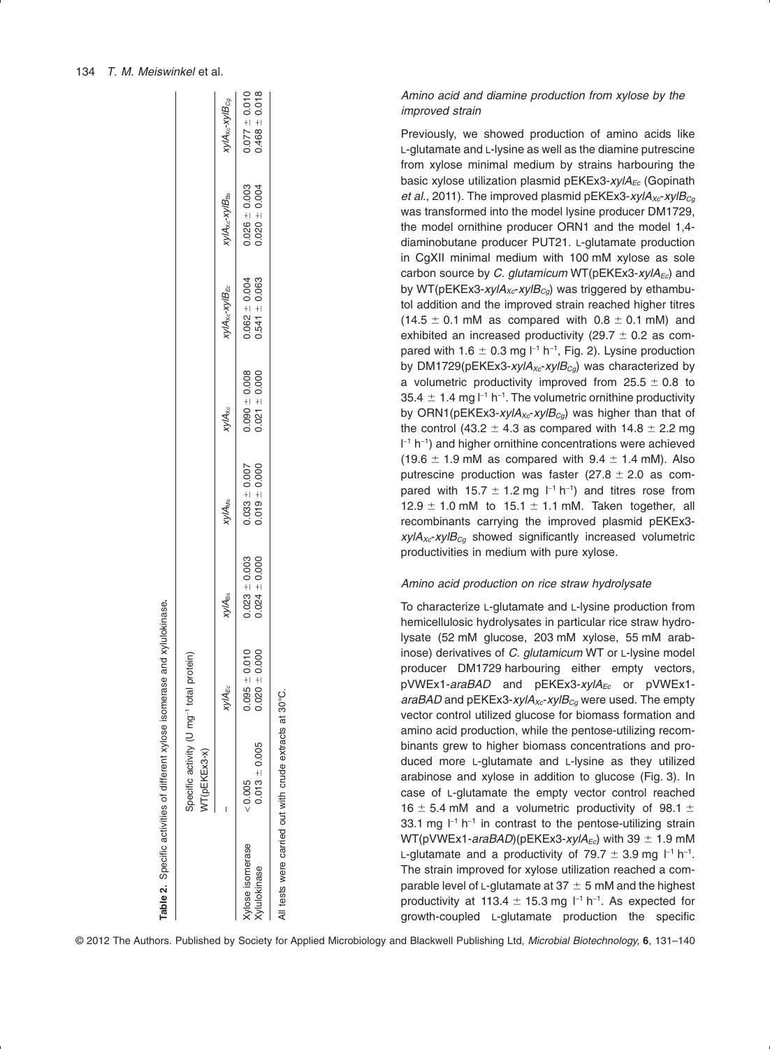**Table 2.** Specific activities of different xylose isomerase and xylulokinase.

| | Specific activity (U mg$^{-1}$ total protein) | | | | | | |
|---|---|---|---|---|---|---|---|
| | WT(pEKEx3-x) | | | | | | |
| | – | $xylA_{Ec}$ | $xylA_{Bs}$ | $xylA_{Ms}$ | $xylA_{Xc}$ | $xylA_{Xc}$-$xylB_{Ec}$ | $xylA_{Xc}$-$xylB_{Bs}$ | $xylA_{Xc}$-$xylB_{Cg}$ |
| Xylose isomerase | < 0.005 | 0.095 ± 0.010 | 0.023 ± 0.003 | 0.033 ± 0.007 | 0.090 ± 0.008 | 0.062 ± 0.004 | 0.026 ± 0.003 | 0.077 ± 0.010 |
| Xylulokinase | 0.013 ± 0.005 | 0.020 ± 0.000 | 0.024 ± 0.000 | 0.019 ± 0.000 | 0.021 ± 0.000 | 0.541 ± 0.063 | 0.020 ± 0.004 | 0.468 ± 0.018 |

All tests were carried out with crude extracts at 30°C.

### *Amino acid and diamine production from xylose by the improved strain*

Previously, we showed production of amino acids like L-glutamate and L-lysine as well as the diamine putrescine from xylose minimal medium by strains harbouring the basic xylose utilization plasmid pEKEx3-$xylA_{Ec}$ (Gopinath *et al.*, 2011). The improved plasmid pEKEx3-$xylA_{Xc}$-$xylB_{Cg}$ was transformed into the model lysine producer DM1729, the model ornithine producer ORN1 and the model 1,4-diaminobutane producer PUT21. L-glutamate production in CgXII minimal medium with 100 mM xylose as sole carbon source by *C. glutamicum* WT(pEKEx3-$xylA_{Ec}$) and by WT(pEKEx3-$xylA_{Xc}$-$xylB_{Cg}$) was triggered by ethambutol addition and the improved strain reached higher titres (14.5 ± 0.1 mM as compared with 0.8 ± 0.1 mM) and exhibited an increased productivity (29.7 ± 0.2 as compared with 1.6 ± 0.3 mg l$^{-1}$ h$^{-1}$, Fig. 2). Lysine production by DM1729(pEKEx3-$xylA_{Xc}$-$xylB_{Cg}$) was characterized by a volumetric productivity improved from 25.5 ± 0.8 to 35.4 ± 1.4 mg l$^{-1}$ h$^{-1}$. The volumetric ornithine productivity by ORN1(pEKEx3-$xylA_{Xc}$-$xylB_{Cg}$) was higher than that of the control (43.2 ± 4.3 as compared with 14.8 ± 2.2 mg l$^{-1}$ h$^{-1}$) and higher ornithine concentrations were achieved (19.6 ± 1.9 mM as compared with 9.4 ± 1.4 mM). Also putrescine production was faster (27.8 ± 2.0 as compared with 15.7 ± 1.2 mg l$^{-1}$ h$^{-1}$) and titres rose from 12.9 ± 1.0 mM to 15.1 ± 1.1 mM. Taken together, all recombinants carrying the improved plasmid pEKEx3-$xylA_{Xc}$-$xylB_{Cg}$ showed significantly increased volumetric productivities in medium with pure xylose.

### *Amino acid production on rice straw hydrolysate*

To characterize L-glutamate and L-lysine production from hemicellulosic hydrolysates in particular rice straw hydrolysate (52 mM glucose, 203 mM xylose, 55 mM arabinose) derivatives of *C. glutamicum* WT or L-lysine model producer DM1729 harbouring either empty vectors, pVWEx1-*araBAD* and pEKEx3-$xylA_{Ec}$ or pVWEx1-*araBAD* and pEKEx3-$xylA_{Xc}$-$xylB_{Cg}$ were used. The empty vector control utilized glucose for biomass formation and amino acid production, while the pentose-utilizing recombinants grew to higher biomass concentrations and produced more L-glutamate and L-lysine as they utilized arabinose and xylose in addition to glucose (Fig. 3). In case of L-glutamate the empty vector control reached 16 ± 5.4 mM and a volumetric productivity of 98.1 ± 33.1 mg l$^{-1}$ h$^{-1}$ in contrast to the pentose-utilizing strain WT(pVWEx1-*araBAD*)(pEKEx3-$xylA_{Ec}$) with 39 ± 1.9 mM L-glutamate and a productivity of 79.7 ± 3.9 mg l$^{-1}$ h$^{-1}$. The strain improved for xylose utilization reached a comparable level of L-glutamate at 37 ± 5 mM and the highest productivity at 113.4 ± 15.3 mg l$^{-1}$ h$^{-1}$. As expected for growth-coupled L-glutamate production the specific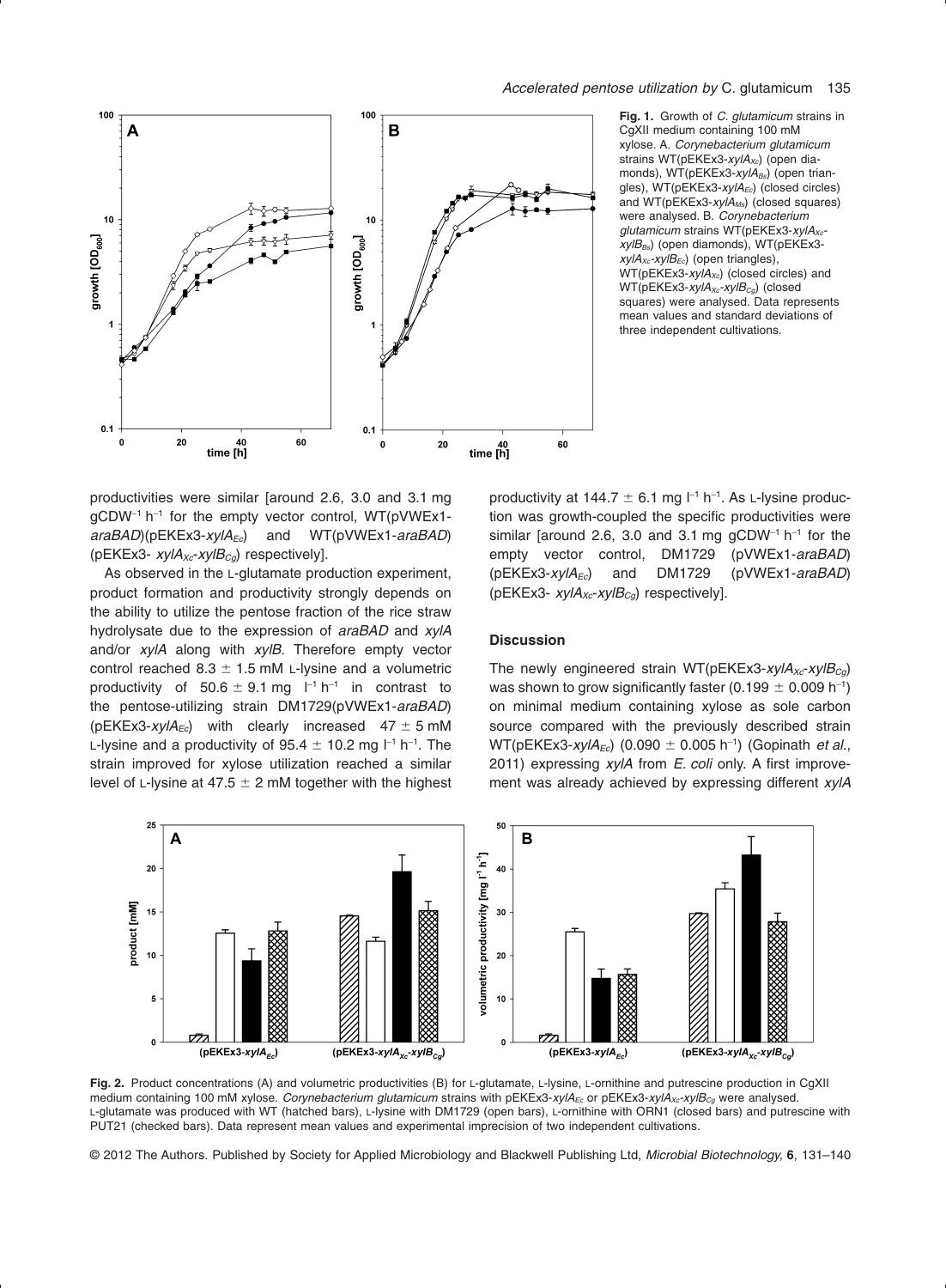**Fig. 1.** Growth of *C. glutamicum* strains in CgXII medium containing 100 mM xylose. A. *Corynebacterium glutamicum* strains WT(pEKEx3-$xylA_{Xc}$) (open diamonds), WT(pEKEx3-$xylA_{Bs}$) (open triangles), WT(pEKEx3-$xylA_{Ec}$) (closed circles) and WT(pEKEx3-$xylA_{Ms}$) (closed squares) were analysed. B. *Corynebacterium glutamicum* strains WT(pEKEx3-$xylA_{Xc}$-$xylB_{Bs}$) (open diamonds), WT(pEKEx3-$xylA_{Xc}$-$xylB_{Ec}$) (open triangles), WT(pEKEx3-$xylA_{Xc}$) (closed circles) and WT(pEKEx3-$xylA_{Xc}$-$xylB_{Cg}$) (closed squares) were analysed. Data represents mean values and standard deviations of three independent cultivations.

productivities were similar [around 2.6, 3.0 and 3.1 mg $gCDW^{-1}$ $h^{-1}$ for the empty vector control, WT(pVWEx1-*araBAD*)(pEKEx3-$xylA_{Ec}$) and WT(pVWEx1-*araBAD*) (pEKEx3- $xylA_{Xc}$-$xylB_{Cg}$) respectively].

As observed in the L-glutamate production experiment, product formation and productivity strongly depends on the ability to utilize the pentose fraction of the rice straw hydrolysate due to the expression of *araBAD* and *xylA* and/or *xylA* along with *xylB*. Therefore empty vector control reached 8.3 ± 1.5 mM L-lysine and a volumetric productivity of 50.6 ± 9.1 mg $l^{-1}$ $h^{-1}$ in contrast to the pentose-utilizing strain DM1729(pVWEx1-*araBAD*) (pEKEx3-$xylA_{Ec}$) with clearly increased 47 ± 5 mM L-lysine and a productivity of 95.4 ± 10.2 mg $l^{-1}$ $h^{-1}$. The strain improved for xylose utilization reached a similar level of L-lysine at 47.5 ± 2 mM together with the highest productivity at 144.7 ± 6.1 mg $l^{-1}$ $h^{-1}$. As L-lysine production was growth-coupled the specific productivities were similar [around 2.6, 3.0 and 3.1 mg $gCDW^{-1}$ $h^{-1}$ for the empty vector control, DM1729 (pVWEx1-*araBAD*) (pEKEx3-$xylA_{Ec}$) and DM1729 (pVWEx1-*araBAD*) (pEKEx3- $xylA_{Xc}$-$xylB_{Cg}$) respectively].

## Discussion

The newly engineered strain WT(pEKEx3-$xylA_{Xc}$-$xylB_{Cg}$) was shown to grow significantly faster (0.199 ± 0.009 $h^{-1}$) on minimal medium containing xylose as sole carbon source compared with the previously described strain WT(pEKEx3-$xylA_{Ec}$) (0.090 ± 0.005 $h^{-1}$) (Gopinath *et al*., 2011) expressing *xylA* from *E. coli* only. A first improvement was already achieved by expressing different *xylA*

**Fig. 2.** Product concentrations (A) and volumetric productivities (B) for L-glutamate, L-lysine, L-ornithine and putrescine production in CgXII medium containing 100 mM xylose. *Corynebacterium glutamicum* strains with pEKEx3-$xylA_{Ec}$ or pEKEx3-$xylA_{Xc}$-$xylB_{Cg}$ were analysed. L-glutamate was produced with WT (hatched bars), L-lysine with DM1729 (open bars), L-ornithine with ORN1 (closed bars) and putrescine with PUT21 (checked bars). Data represent mean values and experimental imprecision of two independent cultivations.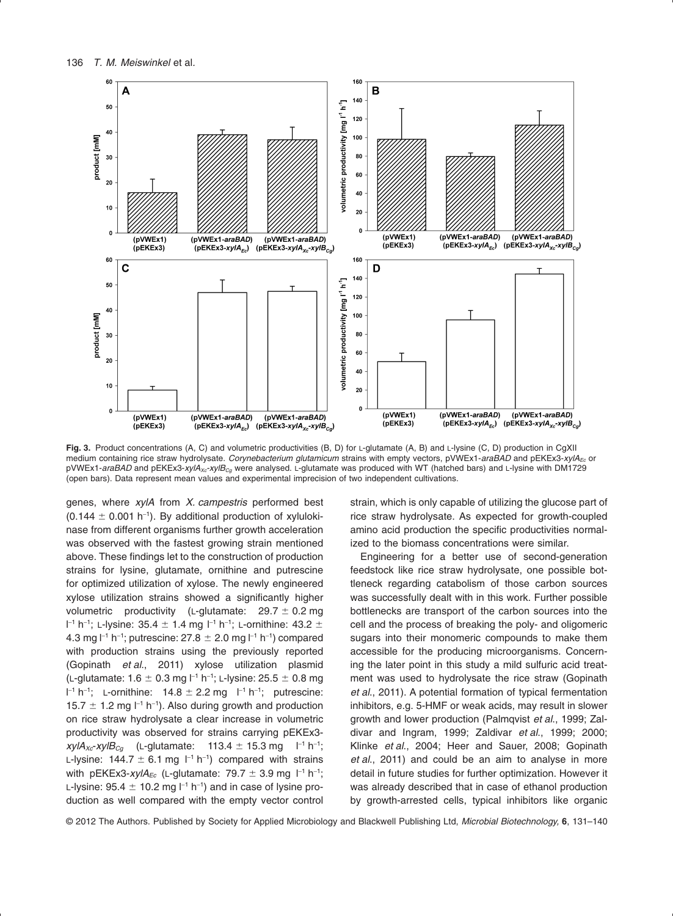Fig. 3. Product concentrations (A, C) and volumetric productivities (B, D) for L-glutamate (A, B) and L-lysine (C, D) production in CgXII medium containing rice straw hydrolysate. *Corynebacterium glutamicum* strains with empty vectors, pVWEx1-*araBAD* and pEKEx3-$xylA_{Ec}$ or pVWEx1-*araBAD* and pEKEx3-$xylA_{Xc}$-$xylB_{Cg}$ were analysed. L-glutamate was produced with WT (hatched bars) and L-lysine with DM1729 (open bars). Data represent mean values and experimental imprecision of two independent cultivations.

genes, where *xylA* from *X. campestris* performed best ($0.144 \pm 0.001$ $h^{-1}$). By additional production of xylulokinase from different organisms further growth acceleration was observed with the fastest growing strain mentioned above. These findings let to the construction of production strains for lysine, glutamate, ornithine and putrescine for optimized utilization of xylose. The newly engineered xylose utilization strains showed a significantly higher volumetric productivity (L-glutamate: $29.7 \pm 0.2$ mg $l^{-1}$ $h^{-1}$; L-lysine: $35.4 \pm 1.4$ mg $l^{-1}$ $h^{-1}$; L-ornithine: $43.2 \pm 4.3$ mg $l^{-1}$ $h^{-1}$; putrescine: $27.8 \pm 2.0$ mg $l^{-1}$ $h^{-1}$) compared with production strains using the previously reported (Gopinath *et al.*, 2011) xylose utilization plasmid (L-glutamate: $1.6 \pm 0.3$ mg $l^{-1}$ $h^{-1}$; L-lysine: $25.5 \pm 0.8$ mg $l^{-1}$ $h^{-1}$; L-ornithine: $14.8 \pm 2.2$ mg $l^{-1}$ $h^{-1}$; putrescine: $15.7 \pm 1.2$ mg $l^{-1}$ $h^{-1}$). Also during growth and production on rice straw hydrolysate a clear increase in volumetric productivity was observed for strains carrying pEKEx3-$xylA_{Xc}$-$xylB_{Cg}$ (L-glutamate: $113.4 \pm 15.3$ mg $l^{-1}$ $h^{-1}$; L-lysine: $144.7 \pm 6.1$ mg $l^{-1}$ $h^{-1}$) compared with strains with pEKEx3-$xylA_{Ec}$ (L-glutamate: $79.7 \pm 3.9$ mg $l^{-1}$ $h^{-1}$; L-lysine: $95.4 \pm 10.2$ mg $l^{-1}$ $h^{-1}$) and in case of lysine production as well compared with the empty vector control strain, which is only capable of utilizing the glucose part of rice straw hydrolysate. As expected for growth-coupled amino acid production the specific productivities normalized to the biomass concentrations were similar.

Engineering for a better use of second-generation feedstock like rice straw hydrolysate, one possible bottleneck regarding catabolism of those carbon sources was successfully dealt with in this work. Further possible bottlenecks are transport of the carbon sources into the cell and the process of breaking the poly- and oligomeric sugars into their monomeric compounds to make them accessible for the producing microorganisms. Concerning the later point in this study a mild sulfuric acid treatment was used to hydrolysate the rice straw (Gopinath *et al.*, 2011). A potential formation of typical fermentation inhibitors, e.g. 5-HMF or weak acids, may result in slower growth and lower production (Palmqvist *et al.*, 1999; Zaldivar and Ingram, 1999; Zaldivar *et al.*, 1999; 2000; Klinke *et al.*, 2004; Heer and Sauer, 2008; Gopinath *et al.*, 2011) and could be an aim to analyse in more detail in future studies for further optimization. However it was already described that in case of ethanol production by growth-arrested cells, typical inhibitors like organic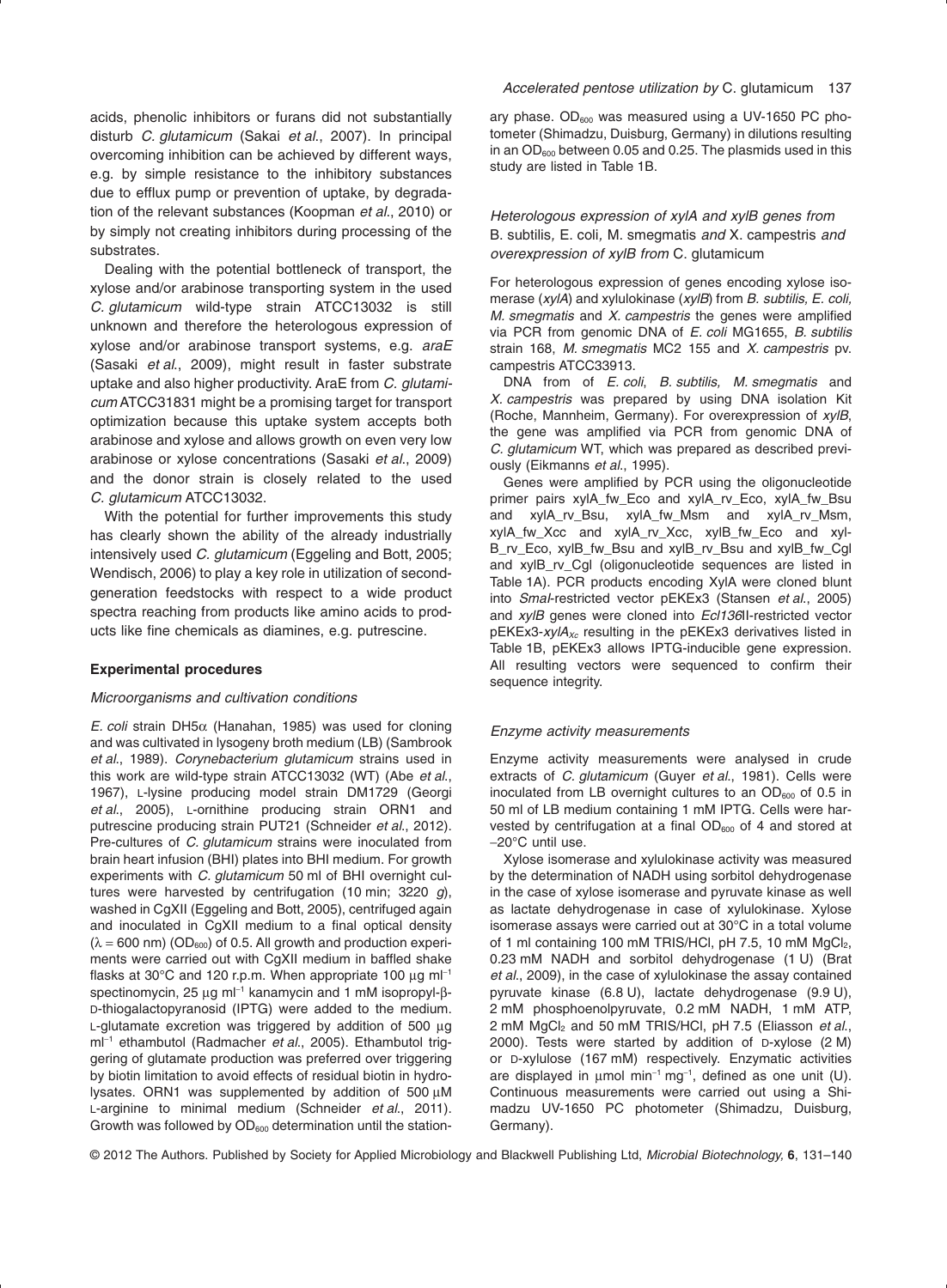acids, phenolic inhibitors or furans did not substantially disturb *C. glutamicum* (Sakai *et al*., 2007). In principal overcoming inhibition can be achieved by different ways, e.g. by simple resistance to the inhibitory substances due to efflux pump or prevention of uptake, by degradation of the relevant substances (Koopman *et al*., 2010) or by simply not creating inhibitors during processing of the substrates.

Dealing with the potential bottleneck of transport, the xylose and/or arabinose transporting system in the used *C. glutamicum* wild-type strain ATCC13032 is still unknown and therefore the heterologous expression of xylose and/or arabinose transport systems, e.g. *araE* (Sasaki *et al*., 2009), might result in faster substrate uptake and also higher productivity. AraE from *C. glutamicum* ATCC31831 might be a promising target for transport optimization because this uptake system accepts both arabinose and xylose and allows growth on even very low arabinose or xylose concentrations (Sasaki *et al*., 2009) and the donor strain is closely related to the used *C. glutamicum* ATCC13032.

With the potential for further improvements this study has clearly shown the ability of the already industrially intensively used *C. glutamicum* (Eggeling and Bott, 2005; Wendisch, 2006) to play a key role in utilization of second-generation feedstocks with respect to a wide product spectra reaching from products like amino acids to products like fine chemicals as diamines, e.g. putrescine.

## Experimental procedures

### Microorganisms and cultivation conditions

*E. coli* strain DH5α (Hanahan, 1985) was used for cloning and was cultivated in lysogeny broth medium (LB) (Sambrook *et al*., 1989). *Corynebacterium glutamicum* strains used in this work are wild-type strain ATCC13032 (WT) (Abe *et al*., 1967), L-lysine producing model strain DM1729 (Georgi *et al*., 2005), L-ornithine producing strain ORN1 and putrescine producing strain PUT21 (Schneider *et al*., 2012). Pre-cultures of *C. glutamicum* strains were inoculated from brain heart infusion (BHI) plates into BHI medium. For growth experiments with *C. glutamicum* 50 ml of BHI overnight cultures were harvested by centrifugation (10 min; 3220 *g*), washed in CgXII (Eggeling and Bott, 2005), centrifuged again and inoculated in CgXII medium to a final optical density ($\lambda = 600$ nm) ($OD_{600}$) of 0.5. All growth and production experiments were carried out with CgXII medium in baffled shake flasks at 30°C and 120 r.p.m. When appropriate 100 μg ml$^{-1}$ spectinomycin, 25 μg ml$^{-1}$ kanamycin and 1 mM isopropyl-β-D-thiogalactopyranosid (IPTG) were added to the medium. L-glutamate excretion was triggered by addition of 500 μg ml$^{-1}$ ethambutol (Radmacher *et al*., 2005). Ethambutol triggering of glutamate production was preferred over triggering by biotin limitation to avoid effects of residual biotin in hydrolysates. ORN1 was supplemented by addition of 500 μM L-arginine to minimal medium (Schneider *et al*., 2011). Growth was followed by $OD_{600}$ determination until the stationary phase. $OD_{600}$ was measured using a UV-1650 PC photometer (Shimadzu, Duisburg, Germany) in dilutions resulting in an $OD_{600}$ between 0.05 and 0.25. The plasmids used in this study are listed in Table 1B.

### Heterologous expression of xylA and xylB genes from B. subtilis, E. coli, M. smegmatis and X. campestris and overexpression of xylB from C. glutamicum

For heterologous expression of genes encoding xylose isomerase (*xylA*) and xylulokinase (*xylB*) from *B. subtilis, E. coli, M. smegmatis* and *X. campestris* the genes were amplified via PCR from genomic DNA of *E. coli* MG1655, *B. subtilis* strain 168, *M. smegmatis* MC2 155 and *X. campestris* pv. campestris ATCC33913.

DNA from of *E. coli*, *B. subtilis, M. smegmatis* and *X. campestris* was prepared by using DNA isolation Kit (Roche, Mannheim, Germany). For overexpression of *xylB*, the gene was amplified via PCR from genomic DNA of *C. glutamicum* WT, which was prepared as described previously (Eikmanns *et al*., 1995).

Genes were amplified by PCR using the oligonucleotide primer pairs xylA_fw_Eco and xylA_rv_Eco, xylA_fw_Bsu and xylA_rv_Bsu, xylA_fw_Msm and xylA_rv_Msm, xylA_fw_Xcc and xylA_rv_Xcc, xylB_fw_Eco and xylB_rv_Eco, xylB_fw_Bsu and xylB_rv_Bsu and xylB_fw_Cgl and xylB_rv_Cgl (oligonucleotide sequences are listed in Table 1A). PCR products encoding XylA were cloned blunt into *SmaI*-restricted vector pEKEx3 (Stansen *et al*., 2005) and *xylB* genes were cloned into *Ecl136*II-restricted vector pEKEx3-*xylA*$_{Xc}$ resulting in the pEKEx3 derivatives listed in Table 1B, pEKEx3 allows IPTG-inducible gene expression. All resulting vectors were sequenced to confirm their sequence integrity.

### Enzyme activity measurements

Enzyme activity measurements were analysed in crude extracts of *C. glutamicum* (Guyer *et al*., 1981). Cells were inoculated from LB overnight cultures to an $OD_{600}$ of 0.5 in 50 ml of LB medium containing 1 mM IPTG. Cells were harvested by centrifugation at a final $OD_{600}$ of 4 and stored at −20°C until use.

Xylose isomerase and xylulokinase activity was measured by the determination of NADH using sorbitol dehydrogenase in the case of xylose isomerase and pyruvate kinase as well as lactate dehydrogenase in case of xylulokinase. Xylose isomerase assays were carried out at 30°C in a total volume of 1 ml containing 100 mM TRIS/HCl, pH 7.5, 10 mM $MgCl_2$, 0.23 mM NADH and sorbitol dehydrogenase (1 U) (Brat *et al*., 2009), in the case of xylulokinase the assay contained pyruvate kinase (6.8 U), lactate dehydrogenase (9.9 U), 2 mM phosphoenolpyruvate, 0.2 mM NADH, 1 mM ATP, 2 mM $MgCl_2$ and 50 mM TRIS/HCl, pH 7.5 (Eliasson *et al*., 2000). Tests were started by addition of D-xylose (2 M) or D-xylulose (167 mM) respectively. Enzymatic activities are displayed in μmol min$^{-1}$ mg$^{-1}$, defined as one unit (U). Continuous measurements were carried out using a Shimadzu UV-1650 PC photometer (Shimadzu, Duisburg, Germany).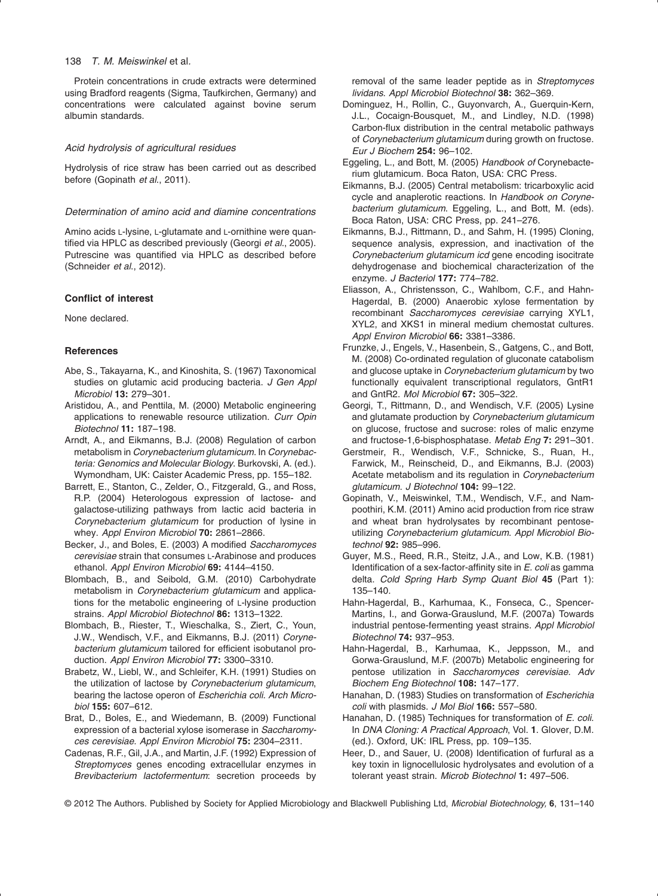Protein concentrations in crude extracts were determined using Bradford reagents (Sigma, Taufkirchen, Germany) and concentrations were calculated against bovine serum albumin standards.

### *Acid hydrolysis of agricultural residues*

Hydrolysis of rice straw has been carried out as described before (Gopinath *et al*., 2011).

### *Determination of amino acid and diamine concentrations*

Amino acids L-lysine, L-glutamate and L-ornithine were quantified via HPLC as described previously (Georgi *et al*., 2005). Putrescine was quantified via HPLC as described before (Schneider *et al*., 2012).

## Conflict of interest

None declared.

## References

Abe, S., Takayarna, K., and Kinoshita, S. (1967) Taxonomical studies on glutamic acid producing bacteria. *J Gen Appl Microbiol* **13:** 279–301.

Aristidou, A., and Penttila, M. (2000) Metabolic engineering applications to renewable resource utilization. *Curr Opin Biotechnol* **11:** 187–198.

Arndt, A., and Eikmanns, B.J. (2008) Regulation of carbon metabolism in *Corynebacterium glutamicum*. In *Corynebacteria: Genomics and Molecular Biology*. Burkovski, A. (ed.). Wymondham, UK: Caister Academic Press, pp. 155–182.

Barrett, E., Stanton, C., Zelder, O., Fitzgerald, G., and Ross, R.P. (2004) Heterologous expression of lactose- and galactose-utilizing pathways from lactic acid bacteria in *Corynebacterium glutamicum* for production of lysine in whey. *Appl Environ Microbiol* **70:** 2861–2866.

Becker, J., and Boles, E. (2003) A modified *Saccharomyces cerevisiae* strain that consumes L-Arabinose and produces ethanol. *Appl Environ Microbiol* **69:** 4144–4150.

Blombach, B., and Seibold, G.M. (2010) Carbohydrate metabolism in *Corynebacterium glutamicum* and applications for the metabolic engineering of L-lysine production strains. *Appl Microbiol Biotechnol* **86:** 1313–1322.

Blombach, B., Riester, T., Wieschalka, S., Ziert, C., Youn, J.W., Wendisch, V.F., and Eikmanns, B.J. (2011) *Corynebacterium glutamicum* tailored for efficient isobutanol production. *Appl Environ Microbiol* **77:** 3300–3310.

Brabetz, W., Liebl, W., and Schleifer, K.H. (1991) Studies on the utilization of lactose by *Corynebacterium glutamicum*, bearing the lactose operon of *Escherichia coli. Arch Microbiol* **155:** 607–612.

Brat, D., Boles, E., and Wiedemann, B. (2009) Functional expression of a bacterial xylose isomerase in *Saccharomyces cerevisiae*. *Appl Environ Microbiol* **75:** 2304–2311.

Cadenas, R.F., Gil, J.A., and Martin, J.F. (1992) Expression of *Streptomyces* genes encoding extracellular enzymes in *Brevibacterium lactofermentum*: secretion proceeds by removal of the same leader peptide as in *Streptomyces lividans*. *Appl Microbiol Biotechnol* **38:** 362–369.

Dominguez, H., Rollin, C., Guyonvarch, A., Guerquin-Kern, J.L., Cocaign-Bousquet, M., and Lindley, N.D. (1998) Carbon-flux distribution in the central metabolic pathways of *Corynebacterium glutamicum* during growth on fructose. *Eur J Biochem* **254:** 96–102.

Eggeling, L., and Bott, M. (2005) *Handbook of* Corynebacterium glutamicum. Boca Raton, USA: CRC Press.

Eikmanns, B.J. (2005) Central metabolism: tricarboxylic acid cycle and anaplerotic reactions. In *Handbook on Corynebacterium glutamicum*. Eggeling, L., and Bott, M. (eds). Boca Raton, USA: CRC Press, pp. 241–276.

Eikmanns, B.J., Rittmann, D., and Sahm, H. (1995) Cloning, sequence analysis, expression, and inactivation of the *Corynebacterium glutamicum icd* gene encoding isocitrate dehydrogenase and biochemical characterization of the enzyme. *J Bacteriol* **177:** 774–782.

Eliasson, A., Christensson, C., Wahlbom, C.F., and Hahn-Hagerdal, B. (2000) Anaerobic xylose fermentation by recombinant *Saccharomyces cerevisiae* carrying XYL1, XYL2, and XKS1 in mineral medium chemostat cultures. *Appl Environ Microbiol* **66:** 3381–3386.

Frunzke, J., Engels, V., Hasenbein, S., Gatgens, C., and Bott, M. (2008) Co-ordinated regulation of gluconate catabolism and glucose uptake in *Corynebacterium glutamicum* by two functionally equivalent transcriptional regulators, GntR1 and GntR2. *Mol Microbiol* **67:** 305–322.

Georgi, T., Rittmann, D., and Wendisch, V.F. (2005) Lysine and glutamate production by *Corynebacterium glutamicum* on glucose, fructose and sucrose: roles of malic enzyme and fructose-1,6-bisphosphatase. *Metab Eng* **7:** 291–301.

Gerstmeir, R., Wendisch, V.F., Schnicke, S., Ruan, H., Farwick, M., Reinscheid, D., and Eikmanns, B.J. (2003) Acetate metabolism and its regulation in *Corynebacterium glutamicum*. *J Biotechnol* **104:** 99–122.

Gopinath, V., Meiswinkel, T.M., Wendisch, V.F., and Nampoothiri, K.M. (2011) Amino acid production from rice straw and wheat bran hydrolysates by recombinant pentose-utilizing *Corynebacterium glutamicum*. *Appl Microbiol Biotechnol* **92:** 985–996.

Guyer, M.S., Reed, R.R., Steitz, J.A., and Low, K.B. (1981) Identification of a sex-factor-affinity site in *E. coli* as gamma delta. *Cold Spring Harb Symp Quant Biol* **45** (Part 1): 135–140.

Hahn-Hagerdal, B., Karhumaa, K., Fonseca, C., Spencer-Martins, I., and Gorwa-Grauslund, M.F. (2007a) Towards industrial pentose-fermenting yeast strains. *Appl Microbiol Biotechnol* **74:** 937–953.

Hahn-Hagerdal, B., Karhumaa, K., Jeppsson, M., and Gorwa-Grauslund, M.F. (2007b) Metabolic engineering for pentose utilization in *Saccharomyces cerevisiae*. *Adv Biochem Eng Biotechnol* **108:** 147–177.

Hanahan, D. (1983) Studies on transformation of *Escherichia coli* with plasmids. *J Mol Biol* **166:** 557–580.

Hanahan, D. (1985) Techniques for transformation of *E. coli*. In *DNA Cloning: A Practical Approach*, Vol. **1**. Glover, D.M. (ed.). Oxford, UK: IRL Press, pp. 109–135.

Heer, D., and Sauer, U. (2008) Identification of furfural as a key toxin in lignocellulosic hydrolysates and evolution of a tolerant yeast strain. *Microb Biotechnol* **1:** 497–506.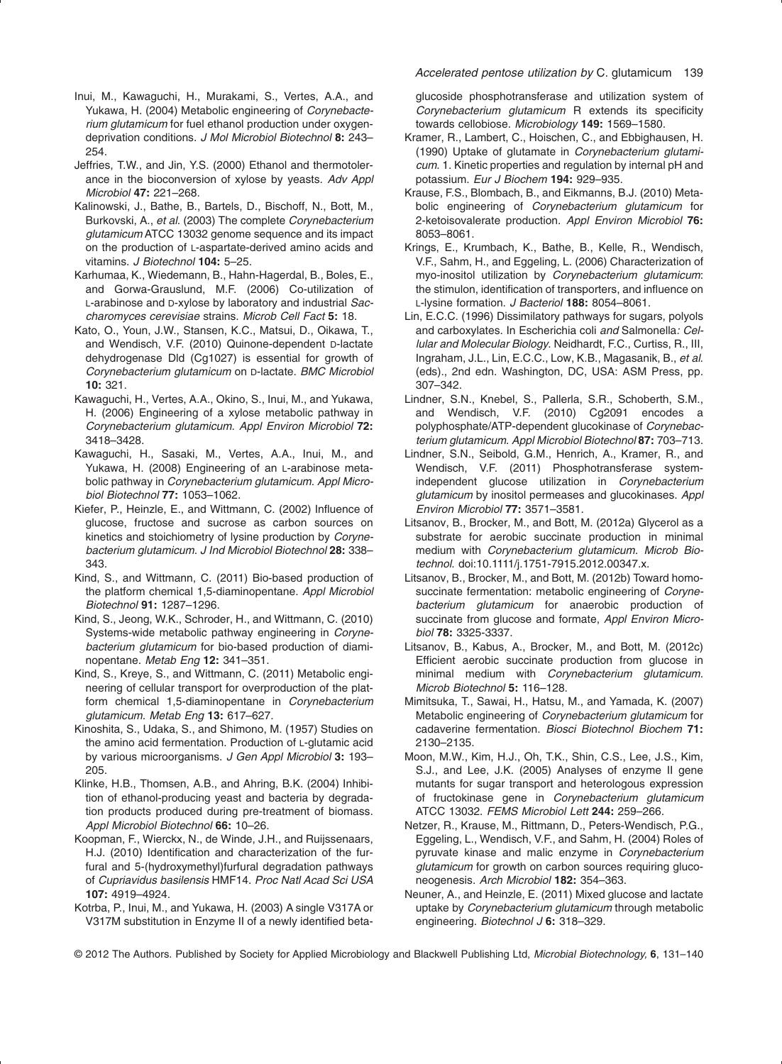Inui, M., Kawaguchi, H., Murakami, S., Vertes, A.A., and Yukawa, H. (2004) Metabolic engineering of *Corynebacterium glutamicum* for fuel ethanol production under oxygen-deprivation conditions. *J Mol Microbiol Biotechnol* **8:** 243–254.

Jeffries, T.W., and Jin, Y.S. (2000) Ethanol and thermotolerance in the bioconversion of xylose by yeasts. *Adv Appl Microbiol* **47:** 221–268.

Kalinowski, J., Bathe, B., Bartels, D., Bischoff, N., Bott, M., Burkovski, A., *et al.* (2003) The complete *Corynebacterium glutamicum* ATCC 13032 genome sequence and its impact on the production of L-aspartate-derived amino acids and vitamins. *J Biotechnol* **104:** 5–25.

Karhumaa, K., Wiedemann, B., Hahn-Hagerdal, B., Boles, E., and Gorwa-Grauslund, M.F. (2006) Co-utilization of L-arabinose and D-xylose by laboratory and industrial *Saccharomyces cerevisiae* strains. *Microb Cell Fact* **5:** 18.

Kato, O., Youn, J.W., Stansen, K.C., Matsui, D., Oikawa, T., and Wendisch, V.F. (2010) Quinone-dependent D-lactate dehydrogenase Dld (Cg1027) is essential for growth of *Corynebacterium glutamicum* on D-lactate. *BMC Microbiol* **10:** 321.

Kawaguchi, H., Vertes, A.A., Okino, S., Inui, M., and Yukawa, H. (2006) Engineering of a xylose metabolic pathway in *Corynebacterium glutamicum*. *Appl Environ Microbiol* **72:** 3418–3428.

Kawaguchi, H., Sasaki, M., Vertes, A.A., Inui, M., and Yukawa, H. (2008) Engineering of an L-arabinose metabolic pathway in *Corynebacterium glutamicum*. *Appl Microbiol Biotechnol* **77:** 1053–1062.

Kiefer, P., Heinzle, E., and Wittmann, C. (2002) Influence of glucose, fructose and sucrose as carbon sources on kinetics and stoichiometry of lysine production by *Corynebacterium glutamicum*. *J Ind Microbiol Biotechnol* **28:** 338–343.

Kind, S., and Wittmann, C. (2011) Bio-based production of the platform chemical 1,5-diaminopentane. *Appl Microbiol Biotechnol* **91:** 1287–1296.

Kind, S., Jeong, W.K., Schroder, H., and Wittmann, C. (2010) Systems-wide metabolic pathway engineering in *Corynebacterium glutamicum* for bio-based production of diaminopentane. *Metab Eng* **12:** 341–351.

Kind, S., Kreye, S., and Wittmann, C. (2011) Metabolic engineering of cellular transport for overproduction of the platform chemical 1,5-diaminopentane in *Corynebacterium glutamicum*. *Metab Eng* **13:** 617–627.

Kinoshita, S., Udaka, S., and Shimono, M. (1957) Studies on the amino acid fermentation. Production of L-glutamic acid by various microorganisms. *J Gen Appl Microbiol* **3:** 193–205.

Klinke, H.B., Thomsen, A.B., and Ahring, B.K. (2004) Inhibition of ethanol-producing yeast and bacteria by degradation products produced during pre-treatment of biomass. *Appl Microbiol Biotechnol* **66:** 10–26.

Koopman, F., Wierckx, N., de Winde, J.H., and Ruijssenaars, H.J. (2010) Identification and characterization of the furfural and 5-(hydroxymethyl)furfural degradation pathways of *Cupriavidus basilensis* HMF14. *Proc Natl Acad Sci USA* **107:** 4919–4924.

Kotrba, P., Inui, M., and Yukawa, H. (2003) A single V317A or V317M substitution in Enzyme II of a newly identified beta-glucoside phosphotransferase and utilization system of *Corynebacterium glutamicum* R extends its specificity towards cellobiose. *Microbiology* **149:** 1569–1580.

Kramer, R., Lambert, C., Hoischen, C., and Ebbighausen, H. (1990) Uptake of glutamate in *Corynebacterium glutamicum*. 1. Kinetic properties and regulation by internal pH and potassium. *Eur J Biochem* **194:** 929–935.

Krause, F.S., Blombach, B., and Eikmanns, B.J. (2010) Metabolic engineering of *Corynebacterium glutamicum* for 2-ketoisovalerate production. *Appl Environ Microbiol* **76:** 8053–8061.

Krings, E., Krumbach, K., Bathe, B., Kelle, R., Wendisch, V.F., Sahm, H., and Eggeling, L. (2006) Characterization of myo-inositol utilization by *Corynebacterium glutamicum*: the stimulon, identification of transporters, and influence on L-lysine formation. *J Bacteriol* **188:** 8054–8061.

Lin, E.C.C. (1996) Dissimilatory pathways for sugars, polyols and carboxylates. In Escherichia coli *and* Salmonella*: Cellular and Molecular Biology*. Neidhardt, F.C., Curtiss, R., III, Ingraham, J.L., Lin, E.C.C., Low, K.B., Magasanik, B., *et al.* (eds)., 2nd edn. Washington, DC, USA: ASM Press, pp. 307–342.

Lindner, S.N., Knebel, S., Pallerla, S.R., Schoberth, S.M., and Wendisch, V.F. (2010) Cg2091 encodes a polyphosphate/ATP-dependent glucokinase of *Corynebacterium glutamicum*. *Appl Microbiol Biotechnol* **87:** 703–713.

Lindner, S.N., Seibold, G.M., Henrich, A., Kramer, R., and Wendisch, V.F. (2011) Phosphotransferase system-independent glucose utilization in *Corynebacterium glutamicum* by inositol permeases and glucokinases. *Appl Environ Microbiol* **77:** 3571–3581.

Litsanov, B., Brocker, M., and Bott, M. (2012a) Glycerol as a substrate for aerobic succinate production in minimal medium with *Corynebacterium glutamicum*. *Microb Biotechnol*. doi:10.1111/j.1751-7915.2012.00347.x.

Litsanov, B., Brocker, M., and Bott, M. (2012b) Toward homosuccinate fermentation: metabolic engineering of *Corynebacterium glutamicum* for anaerobic production of succinate from glucose and formate, *Appl Environ Microbiol* **78:** 3325-3337.

Litsanov, B., Kabus, A., Brocker, M., and Bott, M. (2012c) Efficient aerobic succinate production from glucose in minimal medium with *Corynebacterium glutamicum*. *Microb Biotechnol* **5:** 116–128.

Mimitsuka, T., Sawai, H., Hatsu, M., and Yamada, K. (2007) Metabolic engineering of *Corynebacterium glutamicum* for cadaverine fermentation. *Biosci Biotechnol Biochem* **71:** 2130–2135.

Moon, M.W., Kim, H.J., Oh, T.K., Shin, C.S., Lee, J.S., Kim, S.J., and Lee, J.K. (2005) Analyses of enzyme II gene mutants for sugar transport and heterologous expression of fructokinase gene in *Corynebacterium glutamicum* ATCC 13032. *FEMS Microbiol Lett* **244:** 259–266.

Netzer, R., Krause, M., Rittmann, D., Peters-Wendisch, P.G., Eggeling, L., Wendisch, V.F., and Sahm, H. (2004) Roles of pyruvate kinase and malic enzyme in *Corynebacterium glutamicum* for growth on carbon sources requiring gluconeogenesis. *Arch Microbiol* **182:** 354–363.

Neuner, A., and Heinzle, E. (2011) Mixed glucose and lactate uptake by *Corynebacterium glutamicum* through metabolic engineering. *Biotechnol J* **6:** 318–329.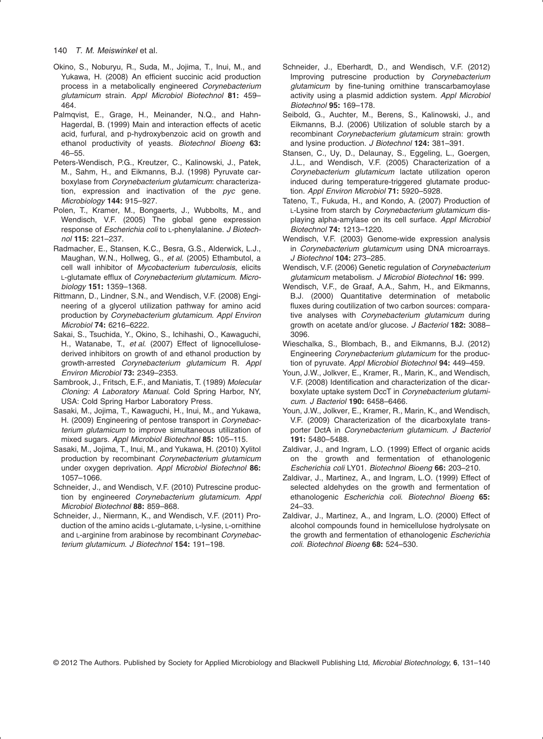Okino, S., Noburyu, R., Suda, M., Jojima, T., Inui, M., and Yukawa, H. (2008) An efficient succinic acid production process in a metabolically engineered *Corynebacterium glutamicum* strain. *Appl Microbiol Biotechnol* **81:** 459–464.

Palmqvist, E., Grage, H., Meinander, N.Q., and Hahn-Hagerdal, B. (1999) Main and interaction effects of acetic acid, furfural, and p-hydroxybenzoic acid on growth and ethanol productivity of yeasts. *Biotechnol Bioeng* **63:** 46–55.

Peters-Wendisch, P.G., Kreutzer, C., Kalinowski, J., Patek, M., Sahm, H., and Eikmanns, B.J. (1998) Pyruvate carboxylase from *Corynebacterium glutamicum*: characterization, expression and inactivation of the *pyc* gene. *Microbiology* **144:** 915–927.

Polen, T., Kramer, M., Bongaerts, J., Wubbolts, M., and Wendisch, V.F. (2005) The global gene expression response of *Escherichia coli* to L-phenylalanine. *J Biotechnol* **115:** 221–237.

Radmacher, E., Stansen, K.C., Besra, G.S., Alderwick, L.J., Maughan, W.N., Hollweg, G., *et al.* (2005) Ethambutol, a cell wall inhibitor of *Mycobacterium tuberculosis*, elicits L-glutamate efflux of *Corynebacterium glutamicum*. *Microbiology* **151:** 1359–1368.

Rittmann, D., Lindner, S.N., and Wendisch, V.F. (2008) Engineering of a glycerol utilization pathway for amino acid production by *Corynebacterium glutamicum*. *Appl Environ Microbiol* **74:** 6216–6222.

Sakai, S., Tsuchida, Y., Okino, S., Ichihashi, O., Kawaguchi, H., Watanabe, T., *et al.* (2007) Effect of lignocellulose-derived inhibitors on growth of and ethanol production by growth-arrested *Corynebacterium glutamicum* R. *Appl Environ Microbiol* **73:** 2349–2353.

Sambrook, J., Fritsch, E.F., and Maniatis, T. (1989) *Molecular Cloning: A Laboratory Manual*. Cold Spring Harbor, NY, USA: Cold Spring Harbor Laboratory Press.

Sasaki, M., Jojima, T., Kawaguchi, H., Inui, M., and Yukawa, H. (2009) Engineering of pentose transport in *Corynebacterium glutamicum* to improve simultaneous utilization of mixed sugars. *Appl Microbiol Biotechnol* **85:** 105–115.

Sasaki, M., Jojima, T., Inui, M., and Yukawa, H. (2010) Xylitol production by recombinant *Corynebacterium glutamicum* under oxygen deprivation. *Appl Microbiol Biotechnol* **86:** 1057–1066.

Schneider, J., and Wendisch, V.F. (2010) Putrescine production by engineered *Corynebacterium glutamicum*. *Appl Microbiol Biotechnol* **88:** 859–868.

Schneider, J., Niermann, K., and Wendisch, V.F. (2011) Production of the amino acids L-glutamate, L-lysine, L-ornithine and L-arginine from arabinose by recombinant *Corynebacterium glutamicum*. *J Biotechnol* **154:** 191–198.

Schneider, J., Eberhardt, D., and Wendisch, V.F. (2012) Improving putrescine production by *Corynebacterium glutamicum* by fine-tuning ornithine transcarbamoylase activity using a plasmid addiction system. *Appl Microbiol Biotechnol* **95:** 169–178.

Seibold, G., Auchter, M., Berens, S., Kalinowski, J., and Eikmanns, B.J. (2006) Utilization of soluble starch by a recombinant *Corynebacterium glutamicum* strain: growth and lysine production. *J Biotechnol* **124:** 381–391.

Stansen, C., Uy, D., Delaunay, S., Eggeling, L., Goergen, J.L., and Wendisch, V.F. (2005) Characterization of a *Corynebacterium glutamicum* lactate utilization operon induced during temperature-triggered glutamate production. *Appl Environ Microbiol* **71:** 5920–5928.

Tateno, T., Fukuda, H., and Kondo, A. (2007) Production of L-Lysine from starch by *Corynebacterium glutamicum* displaying alpha-amylase on its cell surface. *Appl Microbiol Biotechnol* **74:** 1213–1220.

Wendisch, V.F. (2003) Genome-wide expression analysis in *Corynebacterium glutamicum* using DNA microarrays. *J Biotechnol* **104:** 273–285.

Wendisch, V.F. (2006) Genetic regulation of *Corynebacterium glutamicum* metabolism. *J Microbiol Biotechnol* **16:** 999.

Wendisch, V.F., de Graaf, A.A., Sahm, H., and Eikmanns, B.J. (2000) Quantitative determination of metabolic fluxes during coutilization of two carbon sources: comparative analyses with *Corynebacterium glutamicum* during growth on acetate and/or glucose. *J Bacteriol* **182:** 3088–3096.

Wieschalka, S., Blombach, B., and Eikmanns, B.J. (2012) Engineering *Corynebacterium glutamicum* for the production of pyruvate. *Appl Microbiol Biotechnol* **94:** 449–459.

Youn, J.W., Jolkver, E., Kramer, R., Marin, K., and Wendisch, V.F. (2008) Identification and characterization of the dicarboxylate uptake system DccT in *Corynebacterium glutamicum*. *J Bacteriol* **190:** 6458–6466.

Youn, J.W., Jolkver, E., Kramer, R., Marin, K., and Wendisch, V.F. (2009) Characterization of the dicarboxylate transporter DctA in *Corynebacterium glutamicum*. *J Bacteriol* **191:** 5480–5488.

Zaldivar, J., and Ingram, L.O. (1999) Effect of organic acids on the growth and fermentation of ethanologenic *Escherichia coli* LY01. *Biotechnol Bioeng* **66:** 203–210.

Zaldivar, J., Martinez, A., and Ingram, L.O. (1999) Effect of selected aldehydes on the growth and fermentation of ethanologenic *Escherichia coli*. *Biotechnol Bioeng* **65:** 24–33.

Zaldivar, J., Martinez, A., and Ingram, L.O. (2000) Effect of alcohol compounds found in hemicellulose hydrolysate on the growth and fermentation of ethanologenic *Escherichia coli*. *Biotechnol Bioeng* **68:** 524–530.